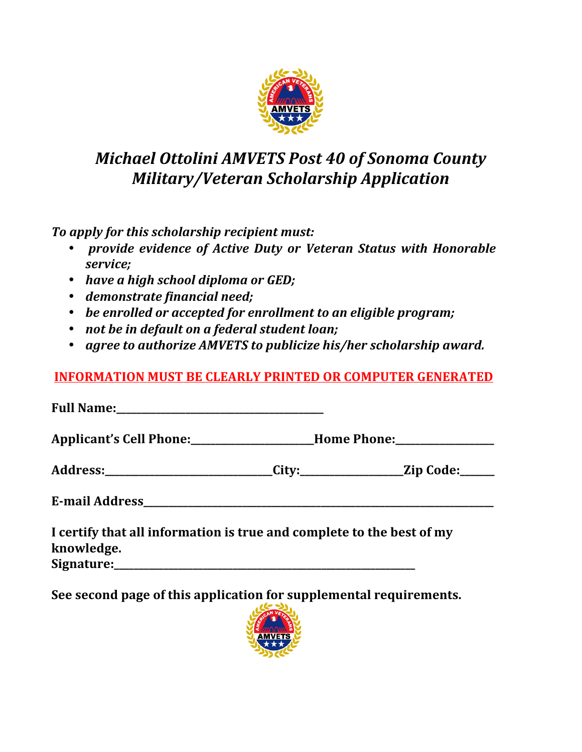# *Michael Ottolini AMVETS Post 40 of Sonoma County Military/Veteran Scholarship Application*

***To apply for this scholarship recipient must:***

- ***provide evidence of Active Duty or Veteran Status with Honorable service;***
- ***have a high school diploma or GED;***
- ***demonstrate financial need;***
- ***be enrolled or accepted for enrollment to an eligible program;***
- ***not be in default on a federal student loan;***
- ***agree to authorize AMVETS to publicize his/her scholarship award.***

**INFORMATION MUST BE CLEARLY PRINTED OR COMPUTER GENERATED**

**Full Name:**_______________________________________

**Applicant's Cell Phone:**______________________**Home Phone:**_________________

**Address:**______________________________**City:**__________________**Zip Code:**______

**E-mail Address**_________________________________________________________________

**I certify that all information is true and complete to the best of my knowledge.**
**Signature:**_________________________________________________________

**See second page of this application for supplemental requirements.**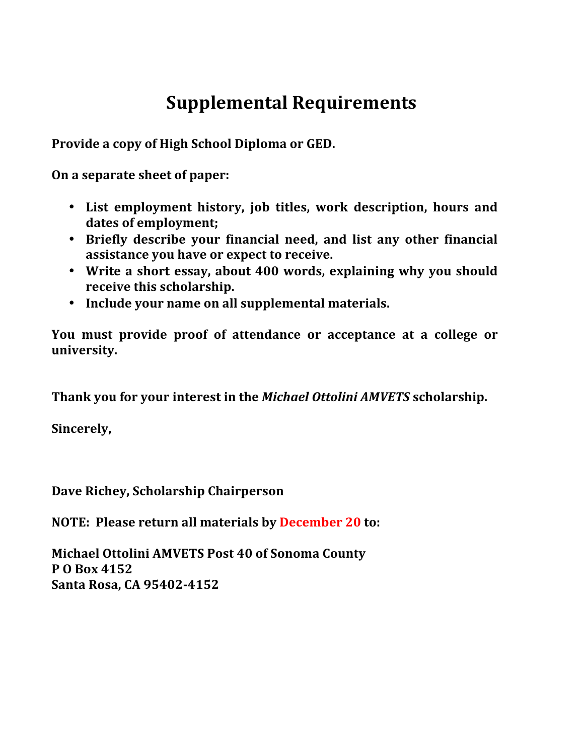# Supplemental Requirements

**Provide a copy of High School Diploma or GED.**

**On a separate sheet of paper:**

- **List employment history, job titles, work description, hours and dates of employment;**
- **Briefly describe your financial need, and list any other financial assistance you have or expect to receive.**
- **Write a short essay, about 400 words, explaining why you should receive this scholarship.**
- **Include your name on all supplemental materials.**

**You must provide proof of attendance or acceptance at a college or university.**

**Thank you for your interest in the *Michael Ottolini AMVETS* scholarship.**

**Sincerely,**

**Dave Richey, Scholarship Chairperson**

**NOTE: Please return all materials by December 20 to:**

**Michael Ottolini AMVETS Post 40 of Sonoma County**
**P O Box 4152**
**Santa Rosa, CA 95402-4152**